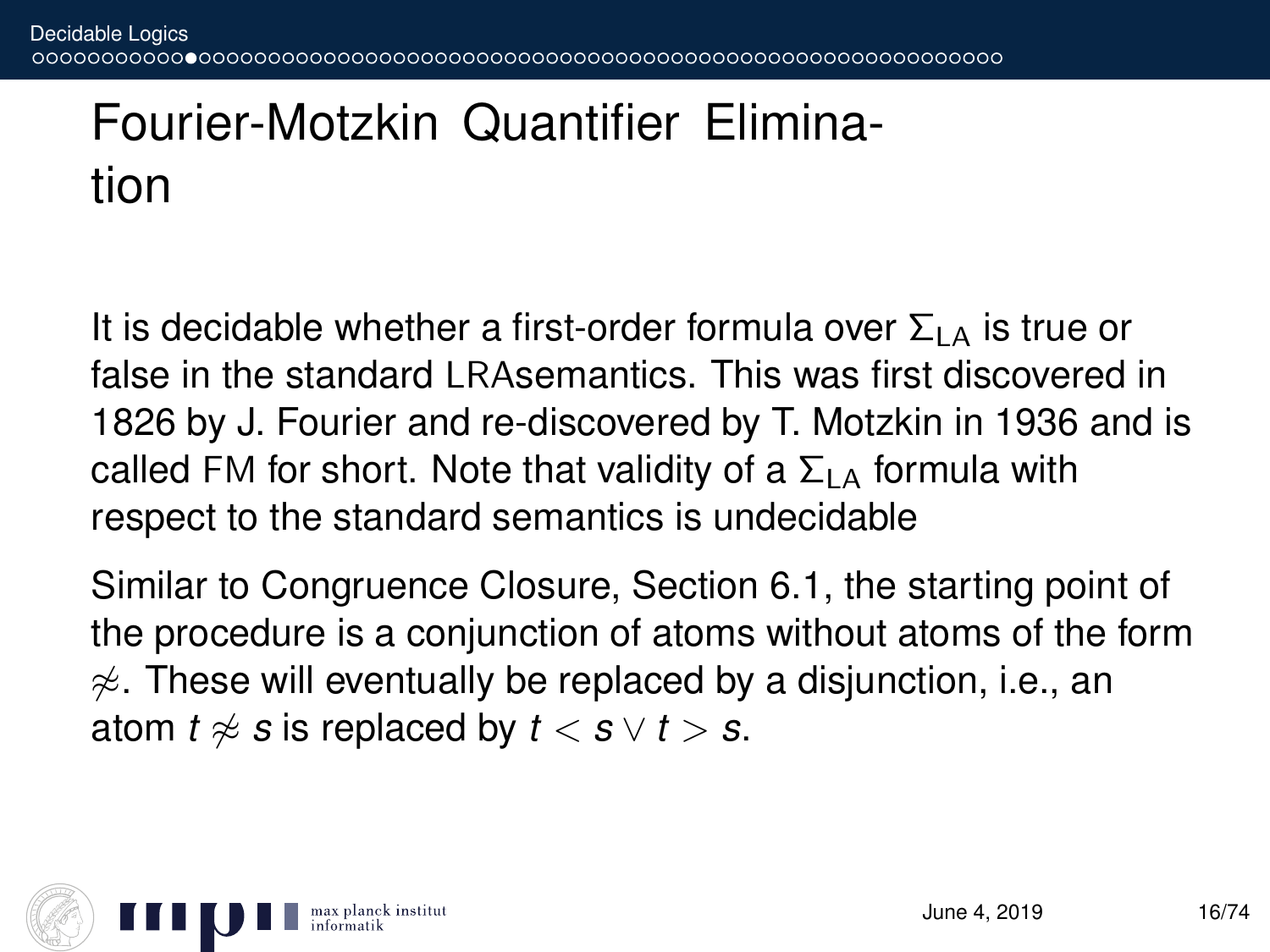# Fourier-Motzkin Quantifier Elimination

It is decidable whether a first-order formula over $\Sigma_{\text{LA}}$ is true or false in the standard LRAsemantics. This was first discovered in 1826 by J. Fourier and re-discovered by T. Motzkin in 1936 and is called FM for short. Note that validity of a $\Sigma_{\text{LA}}$ formula with respect to the standard semantics is undecidable

Similar to Congruence Closure, Section 6.1, the starting point of the procedure is a conjunction of atoms without atoms of the form $\not\approx$. These will eventually be replaced by a disjunction, i.e., an atom $t \not\approx s$ is replaced by $t < s \lor t > s$.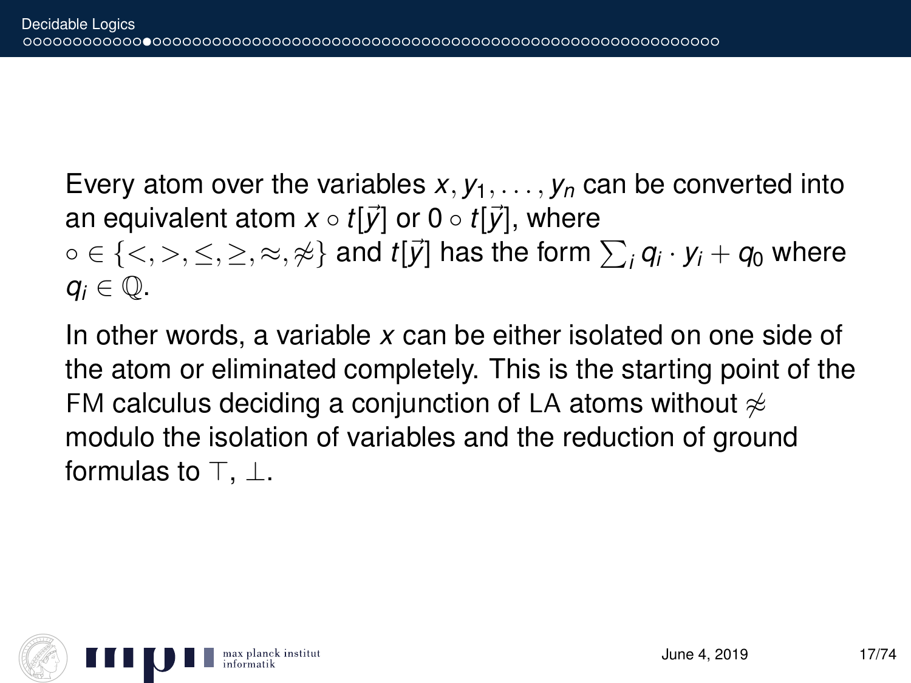Every atom over the variables $x, y_1, \ldots, y_n$ can be converted into an equivalent atom $x \circ t[\vec{y}]$ or $0 \circ t[\vec{y}]$, where $\circ \in \{<, >, \leq, \geq, \approx, \not\approx\}$ and $t[\vec{y}]$ has the form $\sum_i q_i \cdot y_i + q_0$ where $q_i \in \mathbb{Q}$.

In other words, a variable $x$ can be either isolated on one side of the atom or eliminated completely. This is the starting point of the FM calculus deciding a conjunction of LA atoms without $\not\approx$ modulo the isolation of variables and the reduction of ground formulas to $\top$, $\bot$.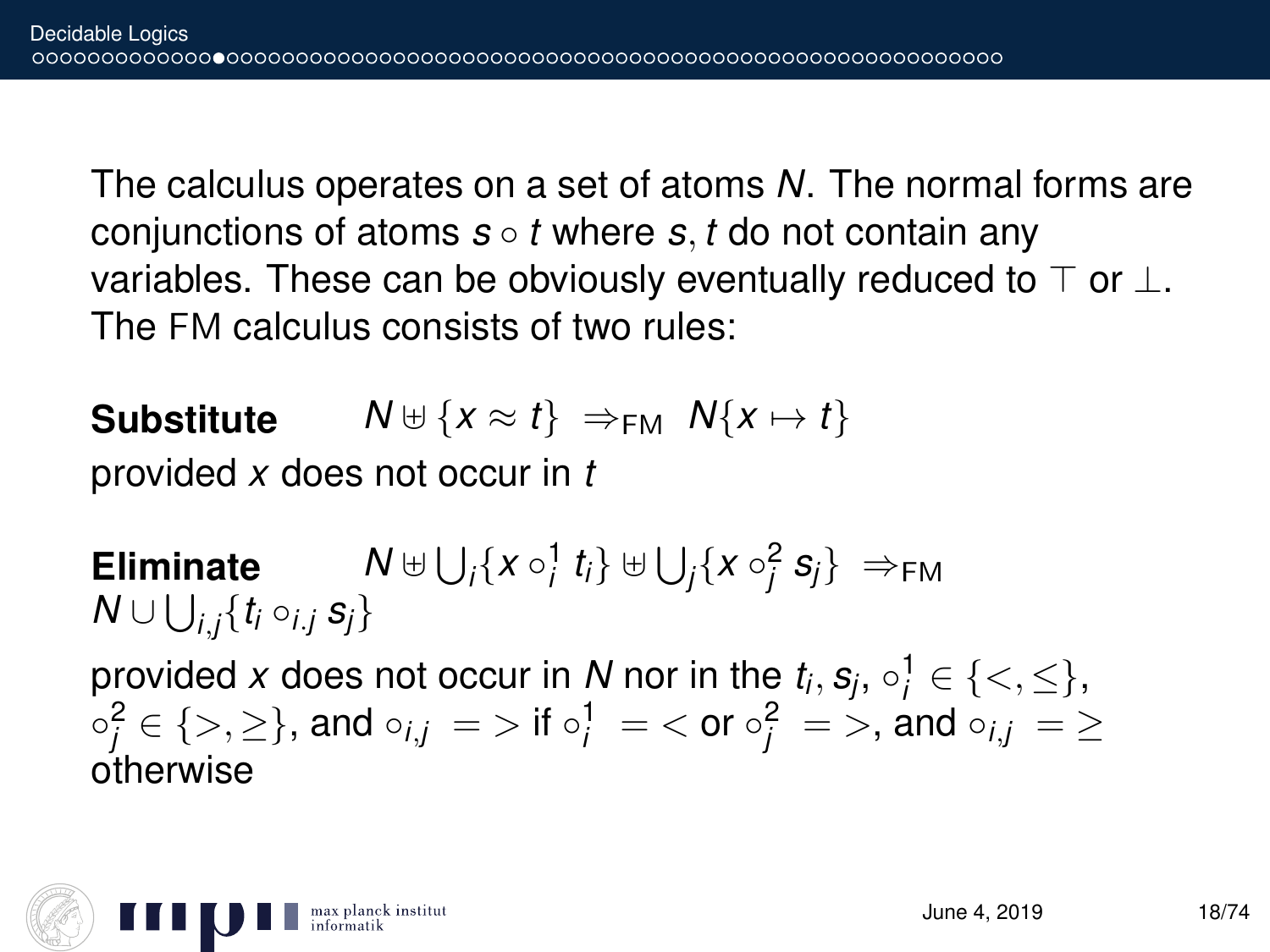The calculus operates on a set of atoms $N$. The normal forms are conjunctions of atoms $s \circ t$ where $s, t$ do not contain any variables. These can be obviously eventually reduced to $\top$ or $\bot$. The FM calculus consists of two rules:

**Substitute** $\quad N \uplus \{x \approx t\} \;\Rightarrow_{\text{FM}}\; N\{x \mapsto t\}$
provided $x$ does not occur in $t$

**Eliminate** $\quad N \uplus \bigcup_i \{x \circ_i^1 t_i\} \uplus \bigcup_j \{x \circ_j^2 s_j\} \;\Rightarrow_{\text{FM}}$
$N \cup \bigcup_{i,j} \{t_i \circ_{i.j} s_j\}$
provided $x$ does not occur in $N$ nor in the $t_i, s_j$, $\circ_i^1 \in \{<, \leq\}$, $\circ_j^2 \in \{>, \geq\}$, and $\circ_{i,j} \; = >$ if $\circ_i^1 \; = <$ or $\circ_j^2 \; = >$, and $\circ_{i,j} \; = \geq$ otherwise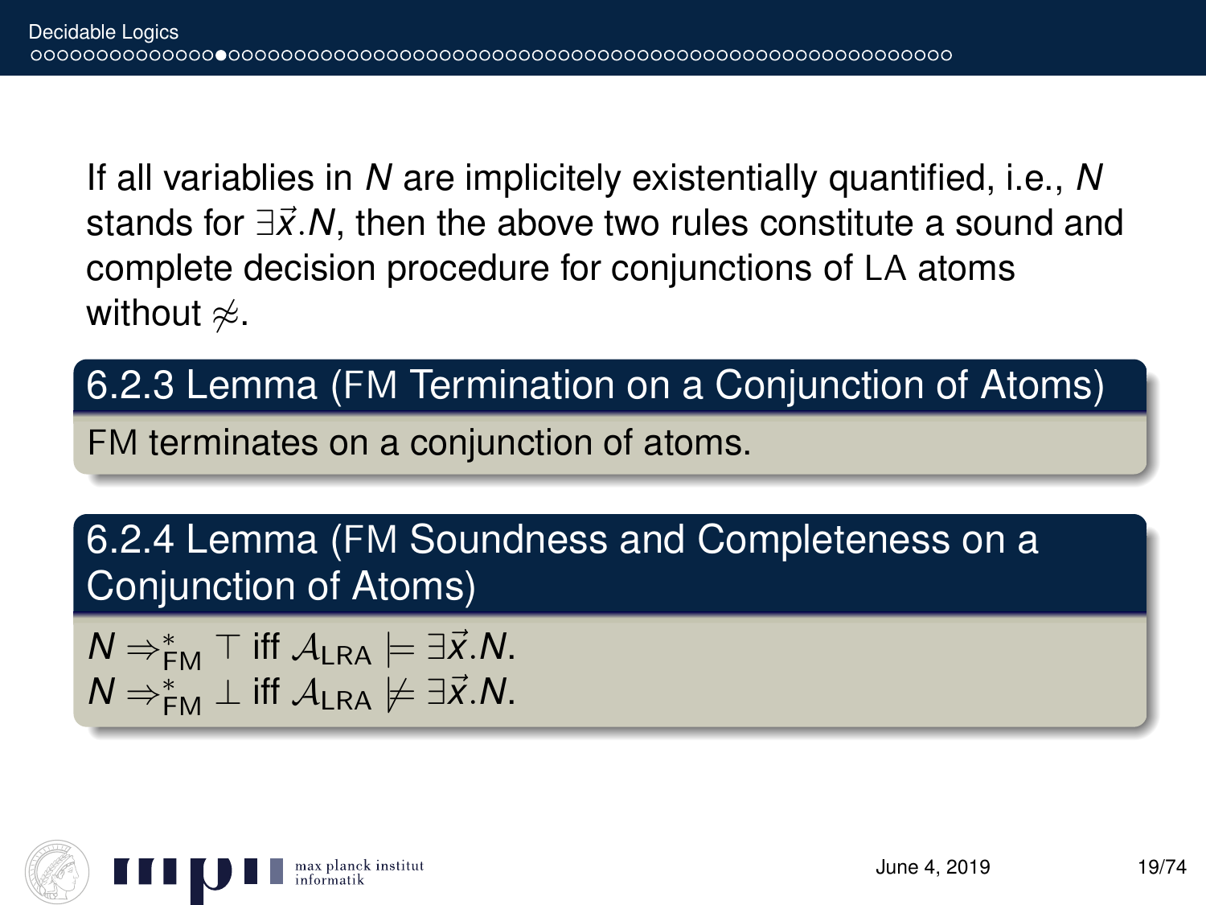If all variablies in $N$ are implicitely existentially quantified, i.e., $N$ stands for $\exists \vec{x}.N$, then the above two rules constitute a sound and complete decision procedure for conjunctions of LA atoms without $\not\approx$.

### 6.2.3 Lemma (FM Termination on a Conjunction of Atoms)

FM terminates on a conjunction of atoms.

### 6.2.4 Lemma (FM Soundness and Completeness on a Conjunction of Atoms)

$N \Rightarrow^*_{\text{FM}} \top$ iff $\mathcal{A}_{\text{LRA}} \models \exists \vec{x}.N$.
$N \Rightarrow^*_{\text{FM}} \bot$ iff $\mathcal{A}_{\text{LRA}} \not\models \exists \vec{x}.N$.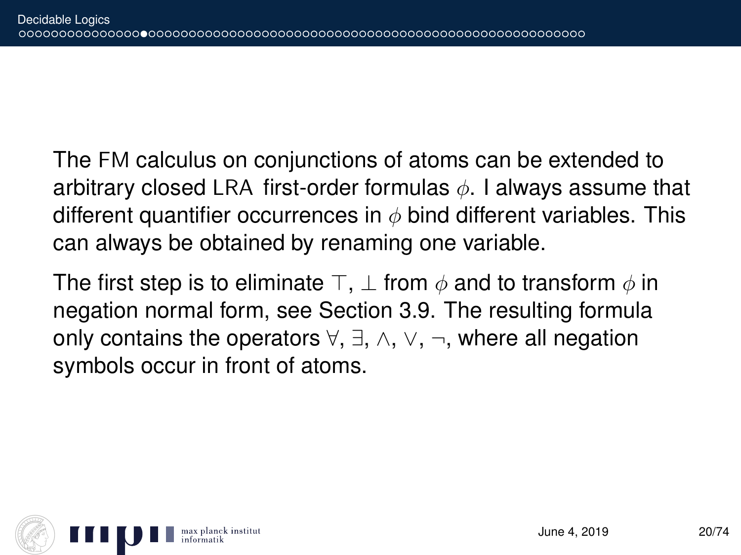The FM calculus on conjunctions of atoms can be extended to arbitrary closed LRA first-order formulas $\phi$. I always assume that different quantifier occurrences in $\phi$ bind different variables. This can always be obtained by renaming one variable.

The first step is to eliminate $\top$, $\bot$ from $\phi$ and to transform $\phi$ in negation normal form, see Section 3.9. The resulting formula only contains the operators $\forall$, $\exists$, $\wedge$, $\vee$, $\neg$, where all negation symbols occur in front of atoms.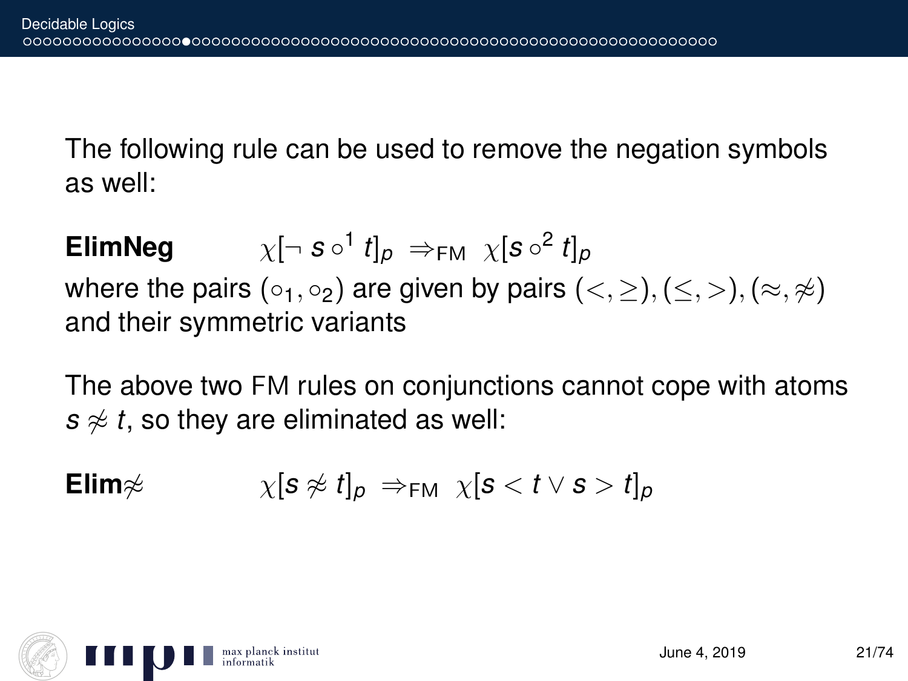The following rule can be used to remove the negation symbols as well:

**ElimNeg** $\chi[\neg\, s \circ^1 t]_p \;\Rightarrow_{\mathrm{FM}}\; \chi[s \circ^2 t]_p$

where the pairs $(\circ_1, \circ_2)$ are given by pairs $(<, \geq), (\leq, >), (\approx, \not\approx)$ and their symmetric variants

The above two FM rules on conjunctions cannot cope with atoms $s \not\approx t$, so they are eliminated as well:

**Elim**$\not\approx$ $\chi[s \not\approx t]_p \;\Rightarrow_{\mathrm{FM}}\; \chi[s < t \vee s > t]_p$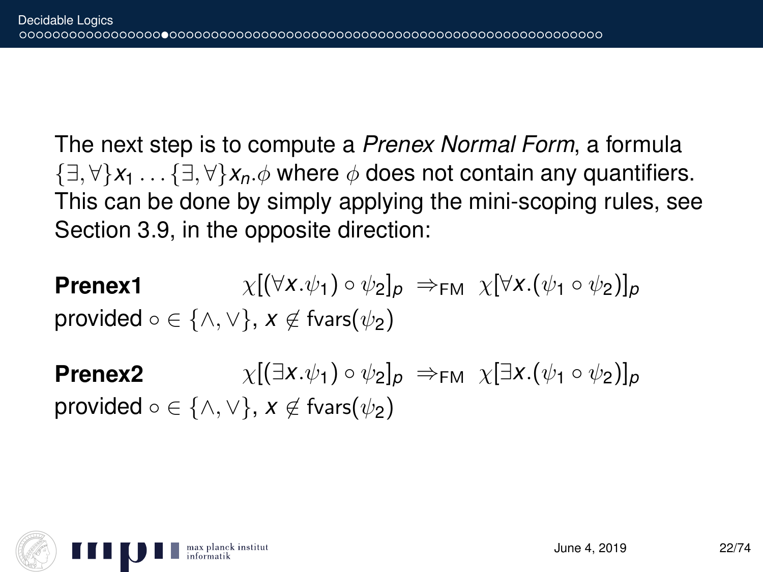The next step is to compute a *Prenex Normal Form*, a formula $\{\exists,\forall\}x_1 \ldots \{\exists,\forall\}x_n.\phi$ where $\phi$ does not contain any quantifiers. This can be done by simply applying the mini-scoping rules, see Section 3.9, in the opposite direction:

**Prenex1** $\chi[(\forall x.\psi_1) \circ \psi_2]_p \;\Rightarrow_{\mathrm{FM}}\; \chi[\forall x.(\psi_1 \circ \psi_2)]_p$
provided $\circ \in \{\wedge, \vee\}$, $x \notin \mathrm{fvars}(\psi_2)$

**Prenex2** $\chi[(\exists x.\psi_1) \circ \psi_2]_p \;\Rightarrow_{\mathrm{FM}}\; \chi[\exists x.(\psi_1 \circ \psi_2)]_p$
provided $\circ \in \{\wedge, \vee\}$, $x \notin \mathrm{fvars}(\psi_2)$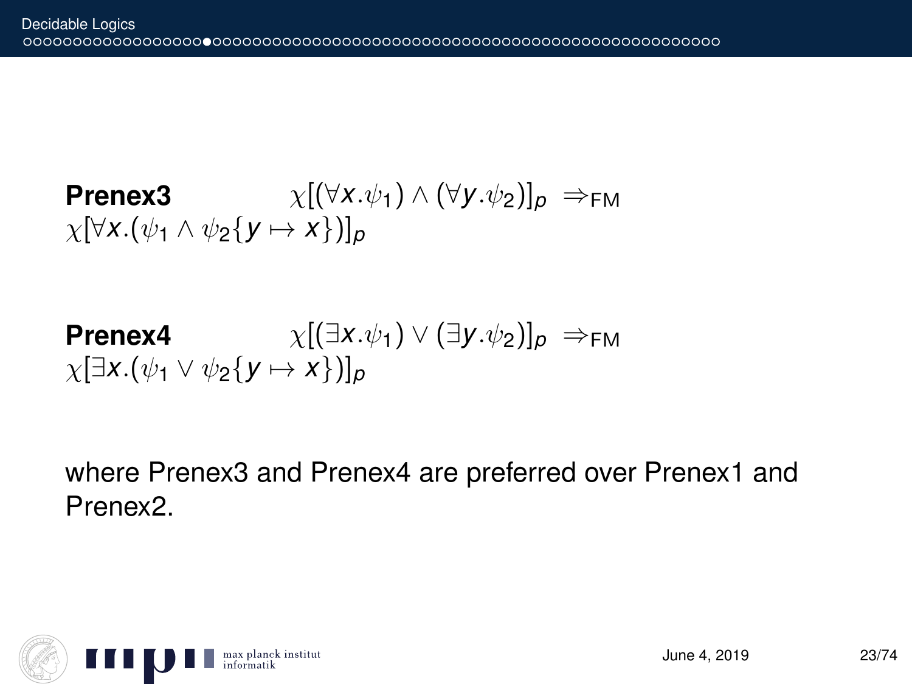**Prenex3** $\chi[(\forall x.\psi_1) \wedge (\forall y.\psi_2)]_p \Rightarrow_{\text{FM}} \chi[\forall x.(\psi_1 \wedge \psi_2\{y \mapsto x\})]_p$

**Prenex4** $\chi[(\exists x.\psi_1) \vee (\exists y.\psi_2)]_p \Rightarrow_{\text{FM}} \chi[\exists x.(\psi_1 \vee \psi_2\{y \mapsto x\})]_p$

where Prenex3 and Prenex4 are preferred over Prenex1 and Prenex2.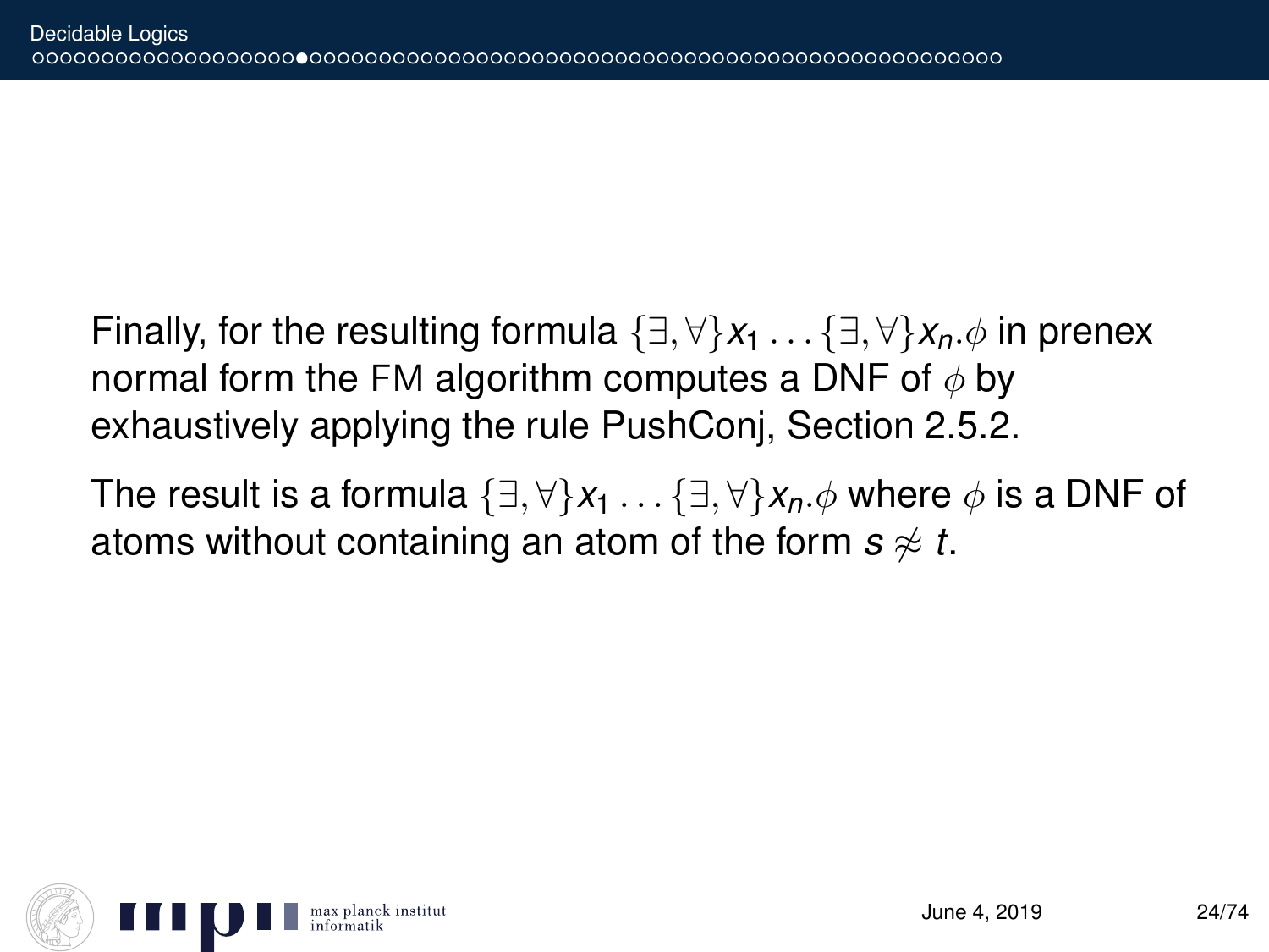Finally, for the resulting formula $\{\exists,\forall\}x_1 \ldots \{\exists,\forall\}x_n.\phi$ in prenex normal form the FM algorithm computes a DNF of $\phi$ by exhaustively applying the rule PushConj, Section 2.5.2.

The result is a formula $\{\exists,\forall\}x_1 \ldots \{\exists,\forall\}x_n.\phi$ where $\phi$ is a DNF of atoms without containing an atom of the form $s \not\approx t$.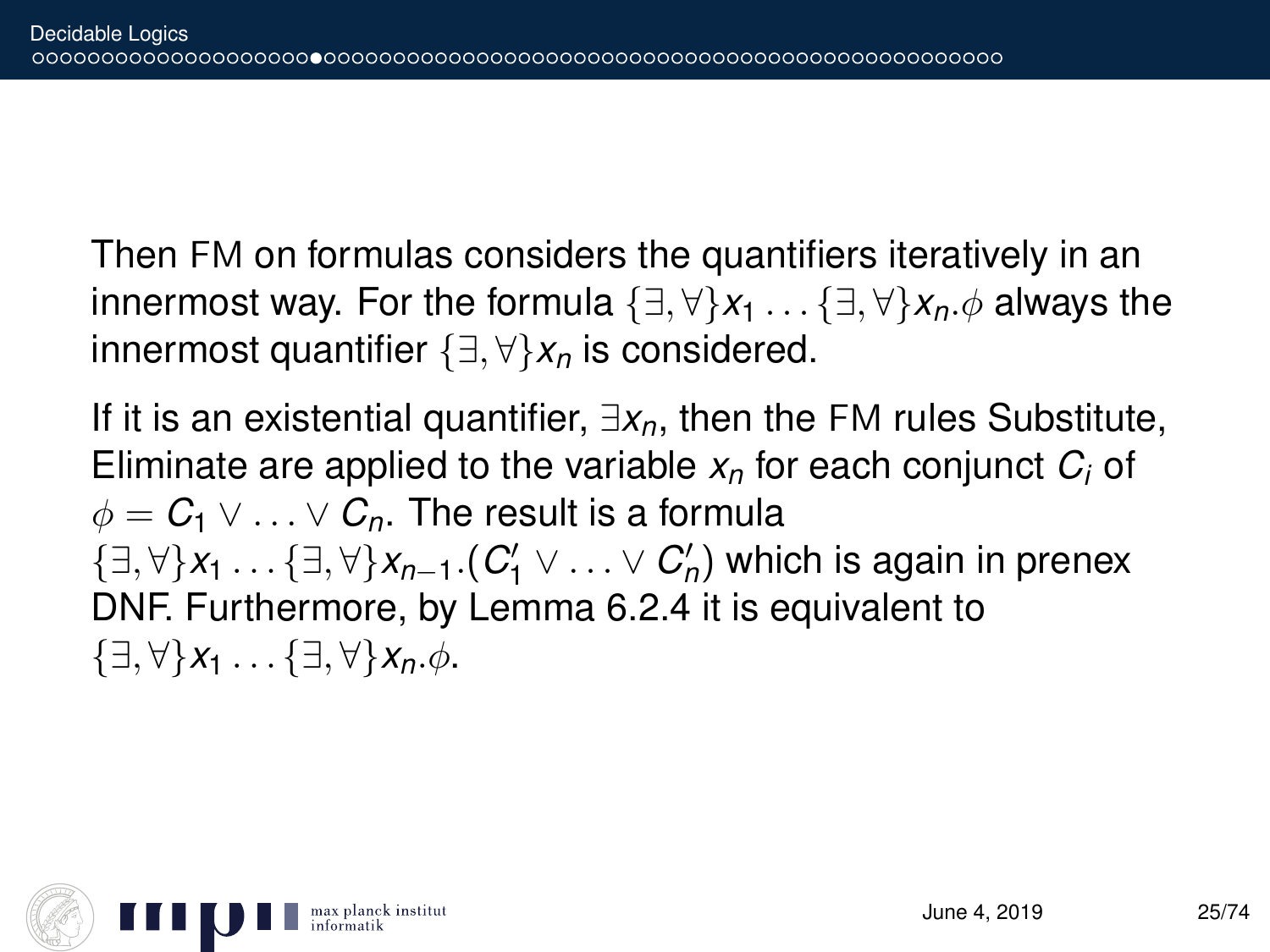Then FM on formulas considers the quantifiers iteratively in an innermost way. For the formula $\{\exists, \forall\}x_1 \ldots \{\exists, \forall\}x_n.\phi$ always the innermost quantifier $\{\exists, \forall\}x_n$ is considered.

If it is an existential quantifier, $\exists x_n$, then the FM rules Substitute, Eliminate are applied to the variable $x_n$ for each conjunct $C_i$ of $\phi = C_1 \vee \ldots \vee C_n$. The result is a formula $\{\exists, \forall\}x_1 \ldots \{\exists, \forall\}x_{n-1}.(C_1' \vee \ldots \vee C_n')$ which is again in prenex DNF. Furthermore, by Lemma 6.2.4 it is equivalent to $\{\exists, \forall\}x_1 \ldots \{\exists, \forall\}x_n.\phi$.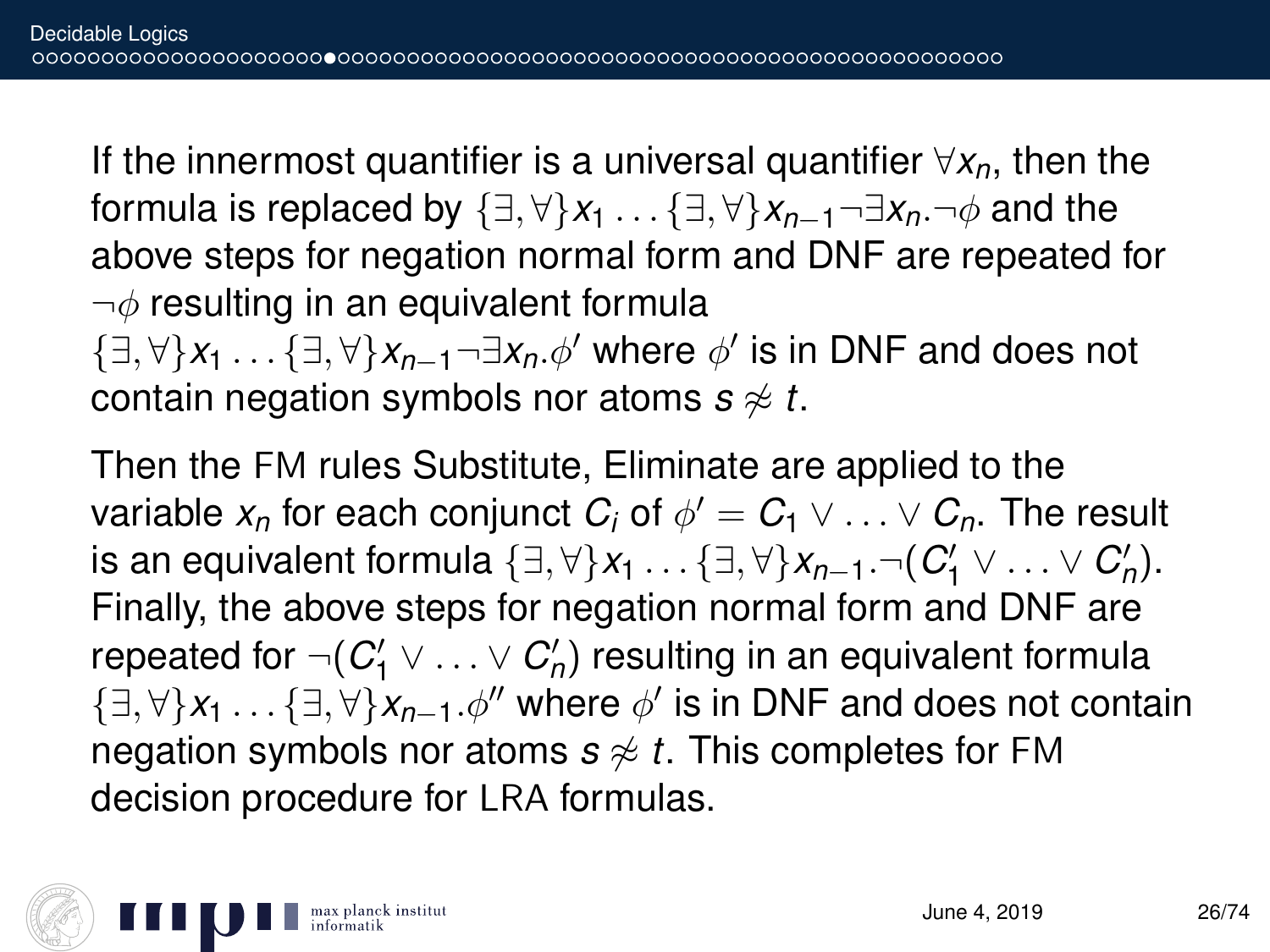If the innermost quantifier is a universal quantifier $\forall x_n$, then the formula is replaced by $\{\exists, \forall\} x_1 \ldots \{\exists, \forall\} x_{n-1} \neg \exists x_n . \neg \phi$ and the above steps for negation normal form and DNF are repeated for $\neg \phi$ resulting in an equivalent formula $\{\exists, \forall\} x_1 \ldots \{\exists, \forall\} x_{n-1} \neg \exists x_n . \phi'$ where $\phi'$ is in DNF and does not contain negation symbols nor atoms $s \not\approx t$.

Then the FM rules Substitute, Eliminate are applied to the variable $x_n$ for each conjunct $C_i$ of $\phi' = C_1 \vee \ldots \vee C_n$. The result is an equivalent formula $\{\exists, \forall\} x_1 \ldots \{\exists, \forall\} x_{n-1} . \neg(C_1' \vee \ldots \vee C_n')$. Finally, the above steps for negation normal form and DNF are repeated for $\neg(C_1' \vee \ldots \vee C_n')$ resulting in an equivalent formula $\{\exists, \forall\} x_1 \ldots \{\exists, \forall\} x_{n-1} . \phi''$ where $\phi'$ is in DNF and does not contain negation symbols nor atoms $s \not\approx t$. This completes for FM decision procedure for LRA formulas.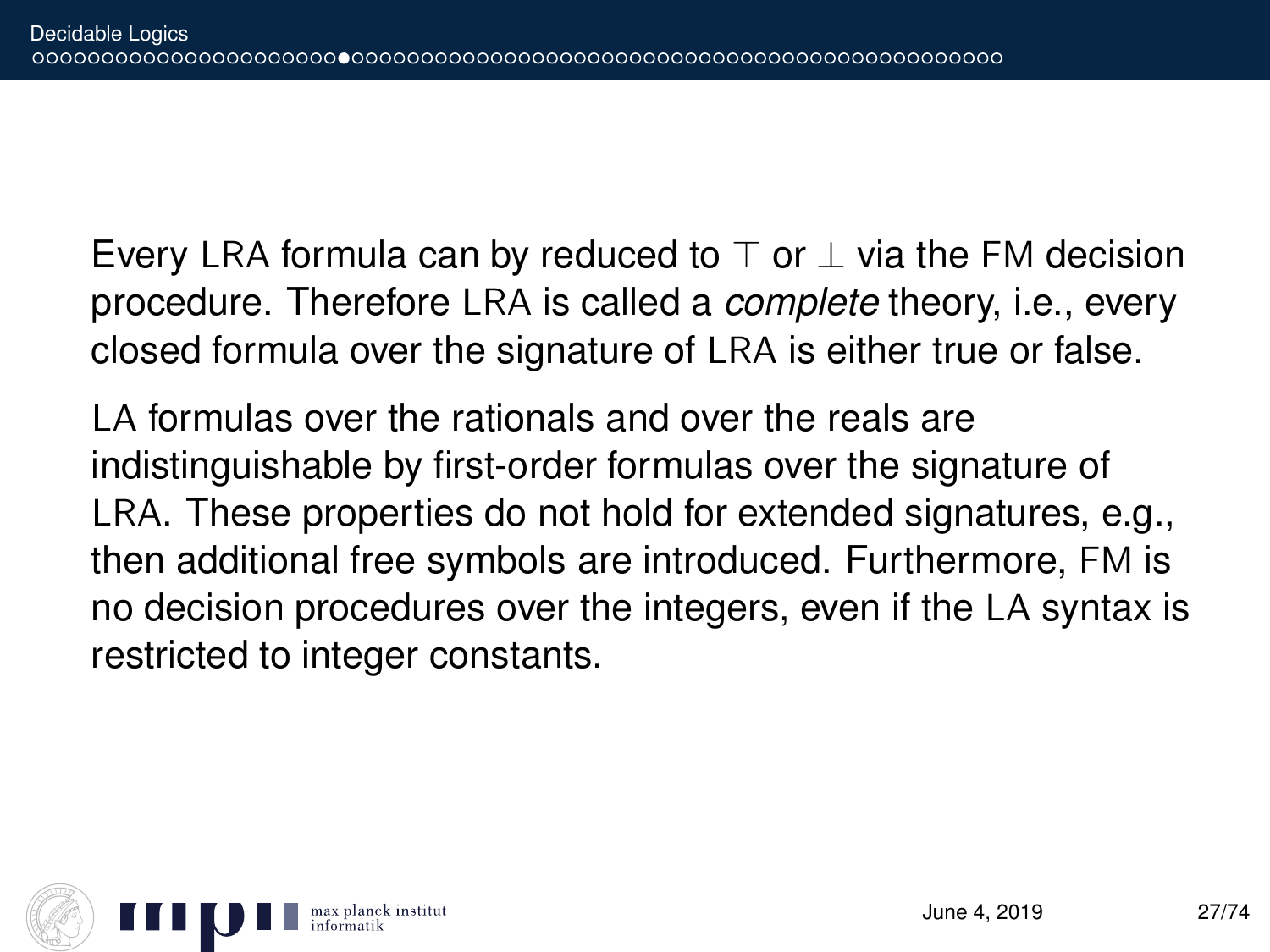Every LRA formula can by reduced to $\top$ or $\bot$ via the FM decision procedure. Therefore LRA is called a *complete* theory, i.e., every closed formula over the signature of LRA is either true or false.

LA formulas over the rationals and over the reals are indistinguishable by first-order formulas over the signature of LRA. These properties do not hold for extended signatures, e.g., then additional free symbols are introduced. Furthermore, FM is no decision procedures over the integers, even if the LA syntax is restricted to integer constants.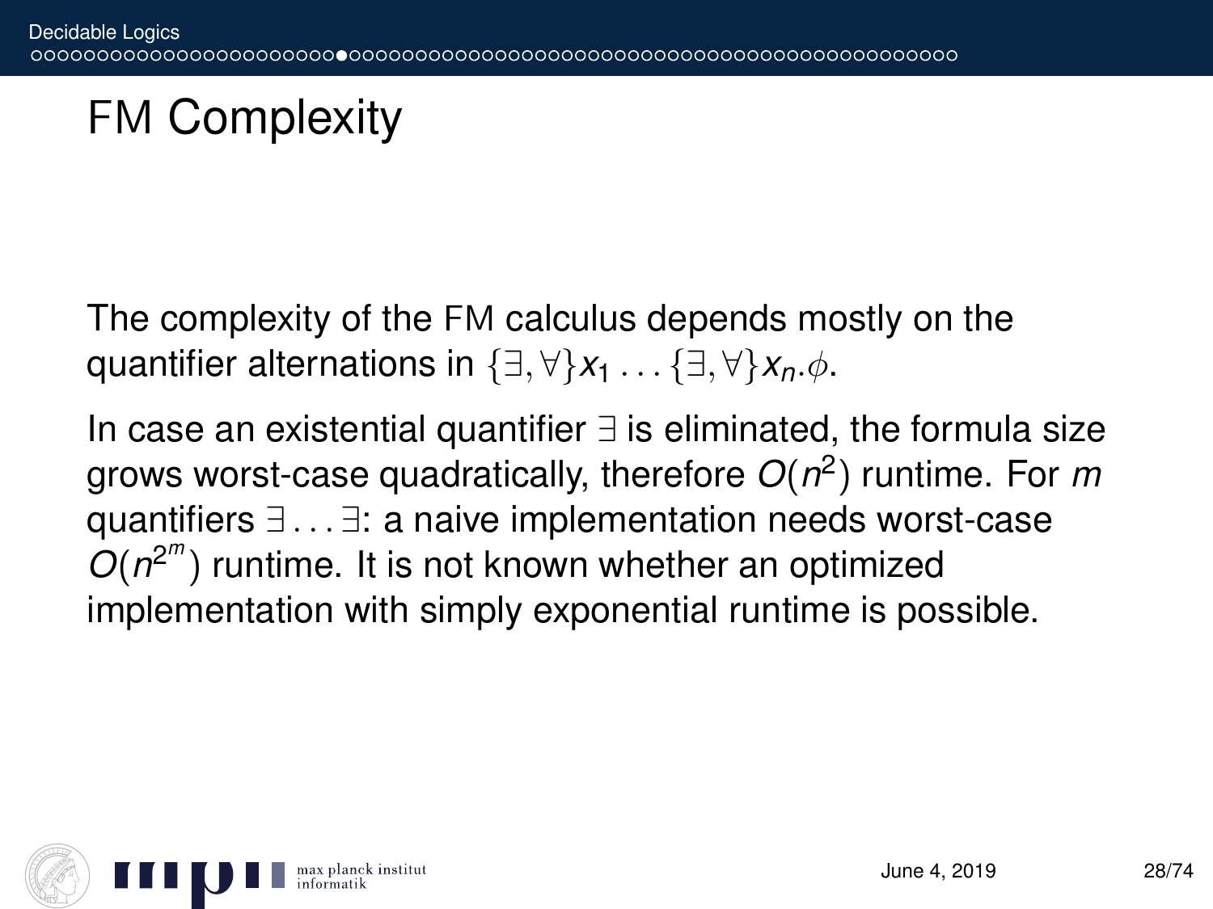# FM Complexity

The complexity of the FM calculus depends mostly on the quantifier alternations in $\{\exists, \forall\}x_1 \ldots \{\exists, \forall\}x_n.\phi$.

In case an existential quantifier $\exists$ is eliminated, the formula size grows worst-case quadratically, therefore $O(n^2)$ runtime. For $m$ quantifiers $\exists \ldots \exists$: a naive implementation needs worst-case $O(n^{2^m})$ runtime. It is not known whether an optimized implementation with simply exponential runtime is possible.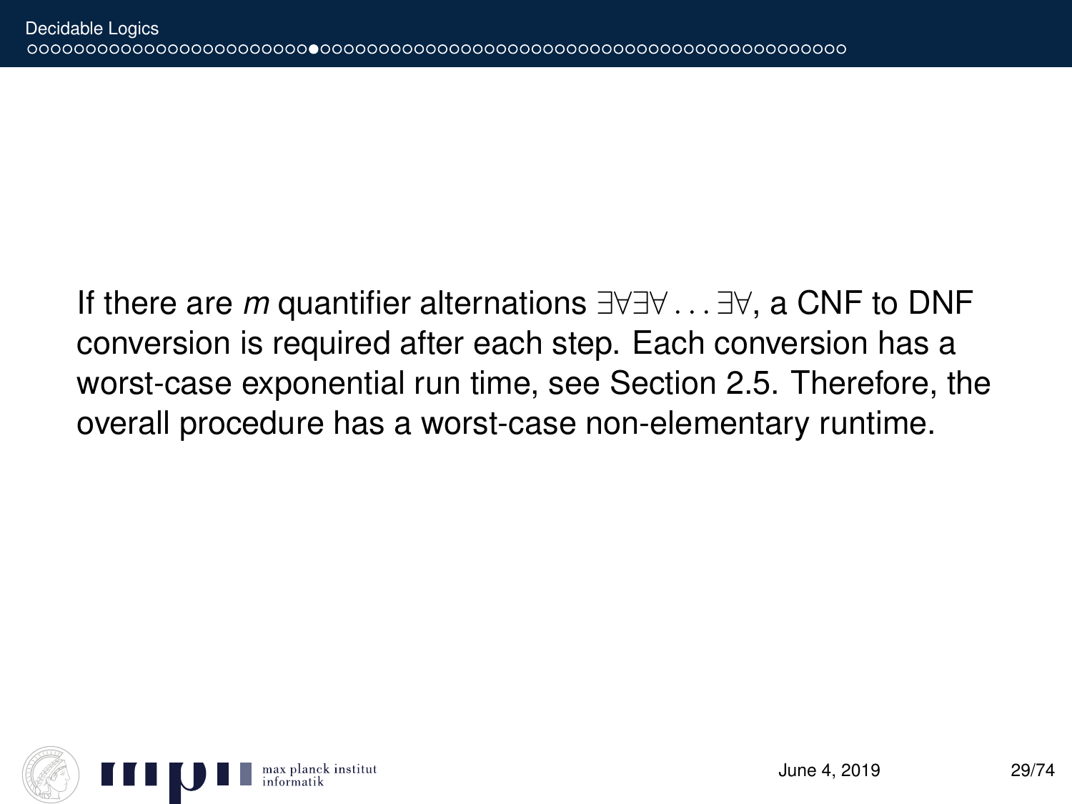If there are $m$ quantifier alternations $\exists\forall\exists\forall \ldots \exists\forall$, a CNF to DNF conversion is required after each step. Each conversion has a worst-case exponential run time, see Section 2.5. Therefore, the overall procedure has a worst-case non-elementary runtime.